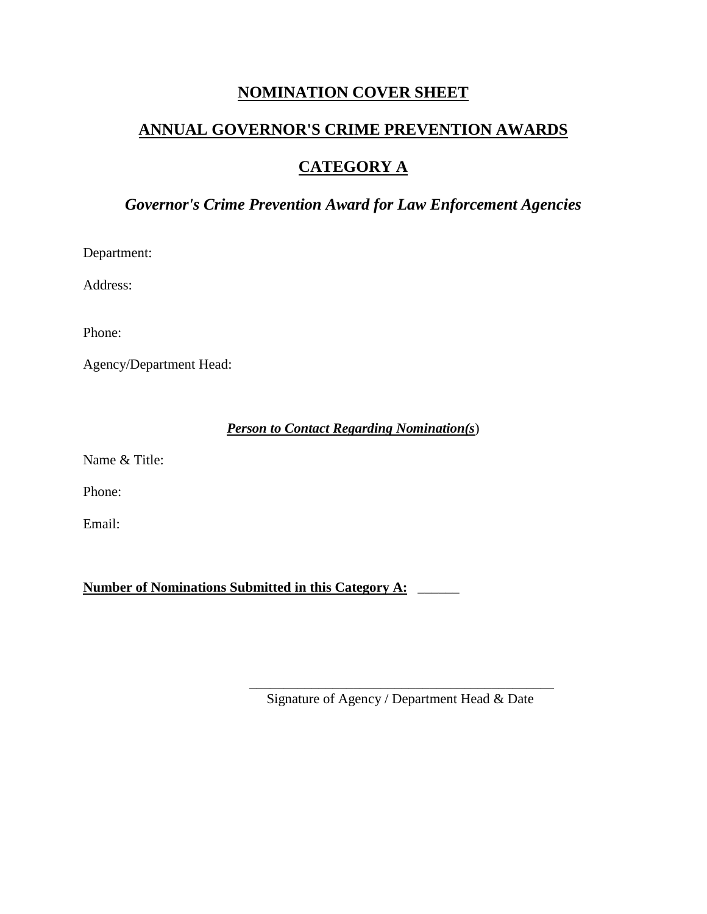# NOMINATION COVER SHEET

## ANNUAL GOVERNOR'S CRIME PREVENTION AWARDS

## CATEGORY A

### *Governor's Crime Prevention Award for Law Enforcement Agencies*

Department:

Address:

Phone:

Agency/Department Head:

***Person to Contact Regarding Nomination(s)***

Name & Title:

Phone:

Email:

**Number of Nominations Submitted in this Category A:** ______

_____________________________________________
Signature of Agency / Department Head & Date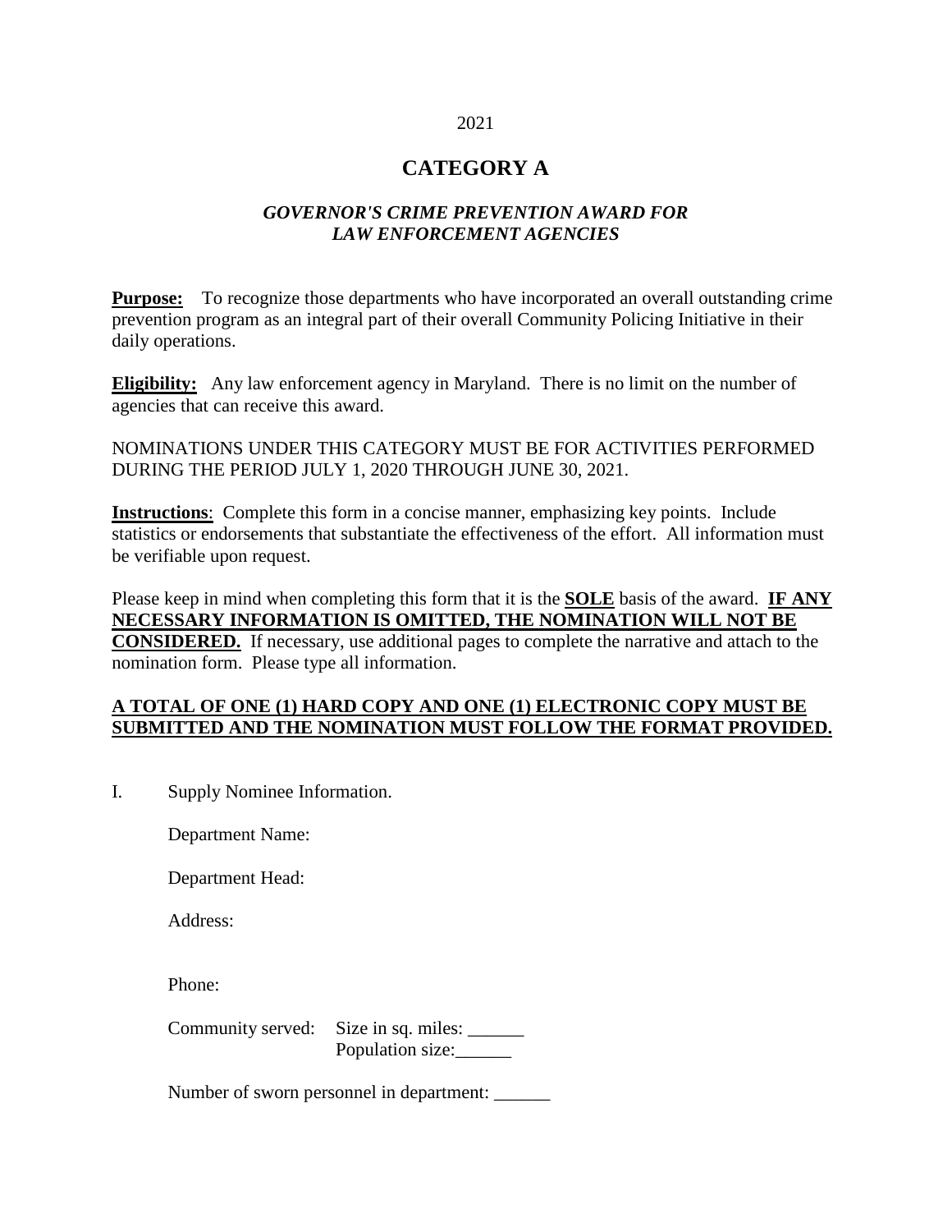2021

# CATEGORY A

### *GOVERNOR'S CRIME PREVENTION AWARD FOR LAW ENFORCEMENT AGENCIES*

**Purpose:** To recognize those departments who have incorporated an overall outstanding crime prevention program as an integral part of their overall Community Policing Initiative in their daily operations.

**Eligibility:** Any law enforcement agency in Maryland. There is no limit on the number of agencies that can receive this award.

NOMINATIONS UNDER THIS CATEGORY MUST BE FOR ACTIVITIES PERFORMED DURING THE PERIOD JULY 1, 2020 THROUGH JUNE 30, 2021.

**Instructions**: Complete this form in a concise manner, emphasizing key points. Include statistics or endorsements that substantiate the effectiveness of the effort. All information must be verifiable upon request.

Please keep in mind when completing this form that it is the **SOLE** basis of the award. **IF ANY NECESSARY INFORMATION IS OMITTED, THE NOMINATION WILL NOT BE CONSIDERED.** If necessary, use additional pages to complete the narrative and attach to the nomination form. Please type all information.

**A TOTAL OF ONE (1) HARD COPY AND ONE (1) ELECTRONIC COPY MUST BE SUBMITTED AND THE NOMINATION MUST FOLLOW THE FORMAT PROVIDED.**

I. Supply Nominee Information.

Department Name:

Department Head:

Address:

Phone:

Community served: Size in sq. miles: ______
Population size:______

Number of sworn personnel in department: ______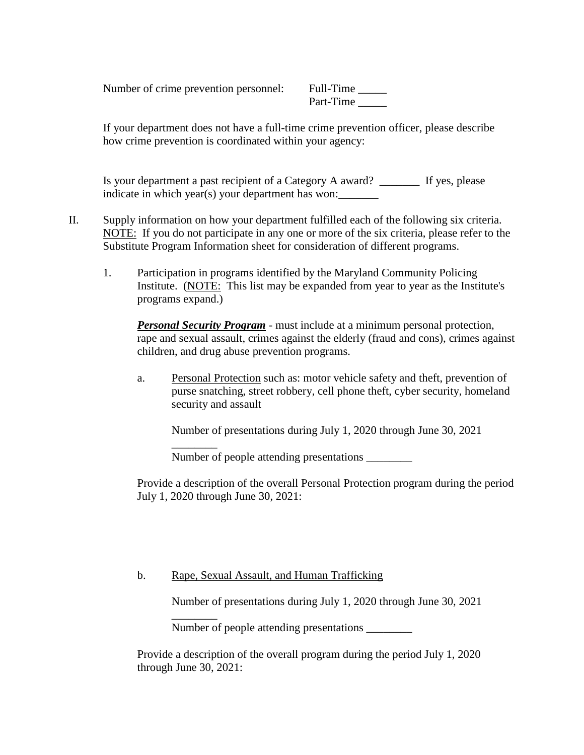Number of crime prevention personnel: Full-Time _____
Part-Time _____

If your department does not have a full-time crime prevention officer, please describe how crime prevention is coordinated within your agency:

Is your department a past recipient of a Category A award? _______ If yes, please indicate in which year(s) your department has won:_______

II. Supply information on how your department fulfilled each of the following six criteria. NOTE: If you do not participate in any one or more of the six criteria, please refer to the Substitute Program Information sheet for consideration of different programs.

1. Participation in programs identified by the Maryland Community Policing Institute. (NOTE: This list may be expanded from year to year as the Institute's programs expand.)

***Personal Security Program*** - must include at a minimum personal protection, rape and sexual assault, crimes against the elderly (fraud and cons), crimes against children, and drug abuse prevention programs.

a. Personal Protection such as: motor vehicle safety and theft, prevention of purse snatching, street robbery, cell phone theft, cyber security, homeland security and assault

Number of presentations during July 1, 2020 through June 30, 2021 ________

Number of people attending presentations ________

Provide a description of the overall Personal Protection program during the period July 1, 2020 through June 30, 2021:

b. Rape, Sexual Assault, and Human Trafficking

Number of presentations during July 1, 2020 through June 30, 2021 ________

Number of people attending presentations ________

Provide a description of the overall program during the period July 1, 2020 through June 30, 2021: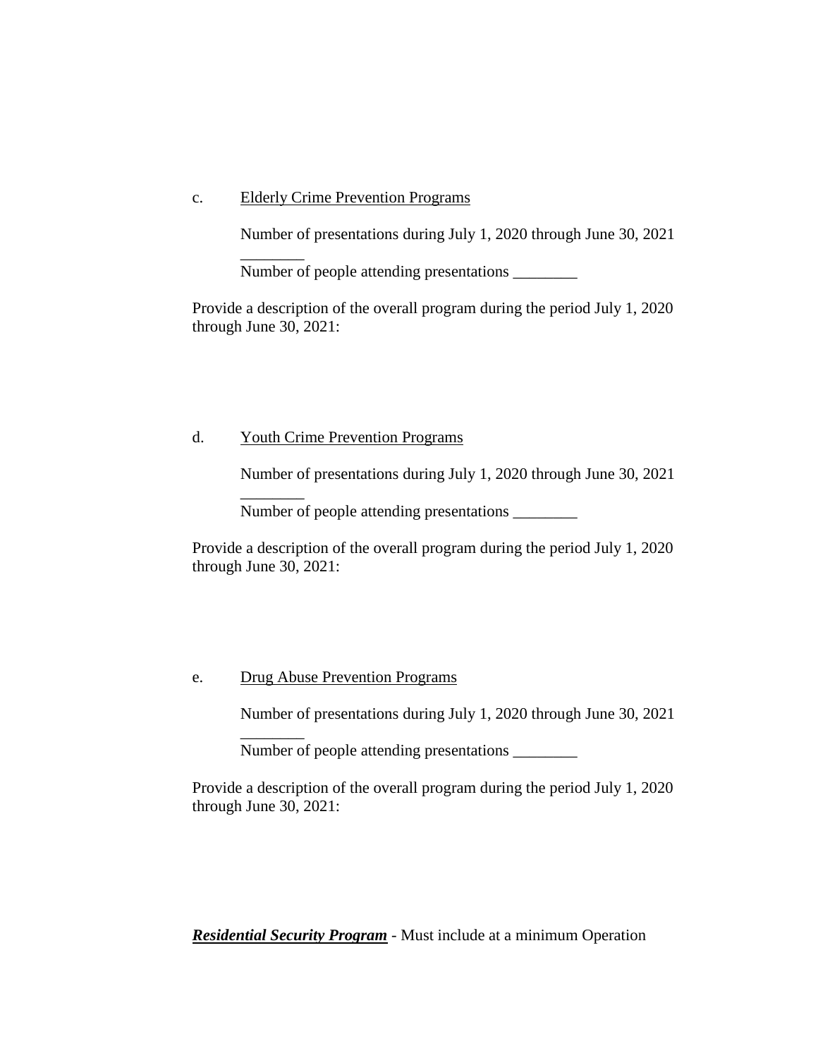c. Elderly Crime Prevention Programs

Number of presentations during July 1, 2020 through June 30, 2021 ________

Number of people attending presentations ________

Provide a description of the overall program during the period July 1, 2020 through June 30, 2021:

d. Youth Crime Prevention Programs

Number of presentations during July 1, 2020 through June 30, 2021 ________

Number of people attending presentations ________

Provide a description of the overall program during the period July 1, 2020 through June 30, 2021:

e. Drug Abuse Prevention Programs

Number of presentations during July 1, 2020 through June 30, 2021 ________

Number of people attending presentations ________

Provide a description of the overall program during the period July 1, 2020 through June 30, 2021:

***Residential Security Program*** - Must include at a minimum Operation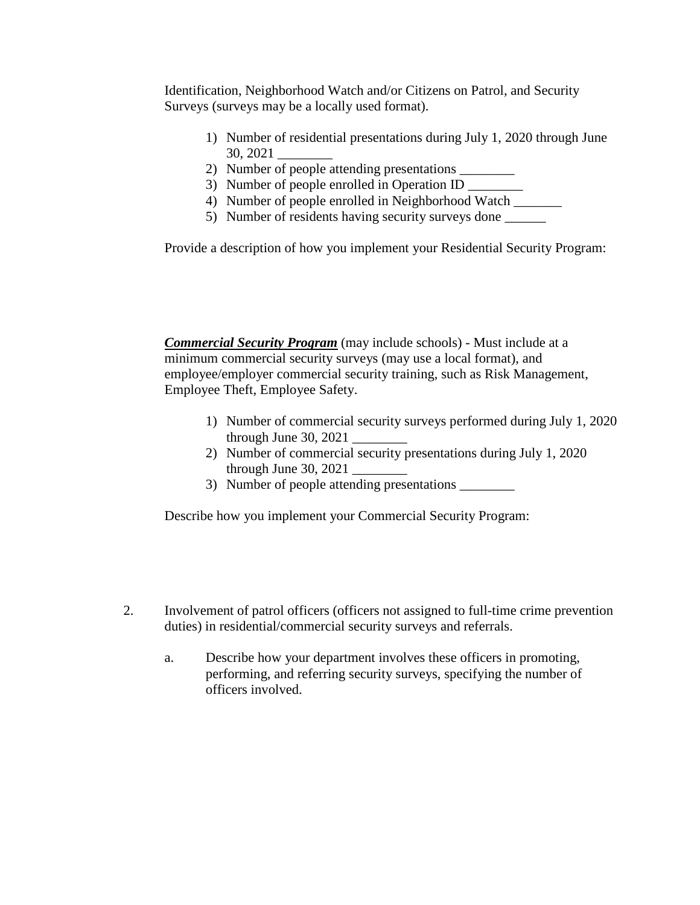Identification, Neighborhood Watch and/or Citizens on Patrol, and Security Surveys (surveys may be a locally used format).

1) Number of residential presentations during July 1, 2020 through June 30, 2021 ________
2) Number of people attending presentations ________
3) Number of people enrolled in Operation ID ________
4) Number of people enrolled in Neighborhood Watch _______
5) Number of residents having security surveys done ______

Provide a description of how you implement your Residential Security Program:

***Commercial Security Program*** (may include schools) - Must include at a minimum commercial security surveys (may use a local format), and employee/employer commercial security training, such as Risk Management, Employee Theft, Employee Safety.

1) Number of commercial security surveys performed during July 1, 2020 through June 30, 2021 ________
2) Number of commercial security presentations during July 1, 2020 through June 30, 2021 ________
3) Number of people attending presentations ________

Describe how you implement your Commercial Security Program:

2. Involvement of patrol officers (officers not assigned to full-time crime prevention duties) in residential/commercial security surveys and referrals.

   a. Describe how your department involves these officers in promoting, performing, and referring security surveys, specifying the number of officers involved.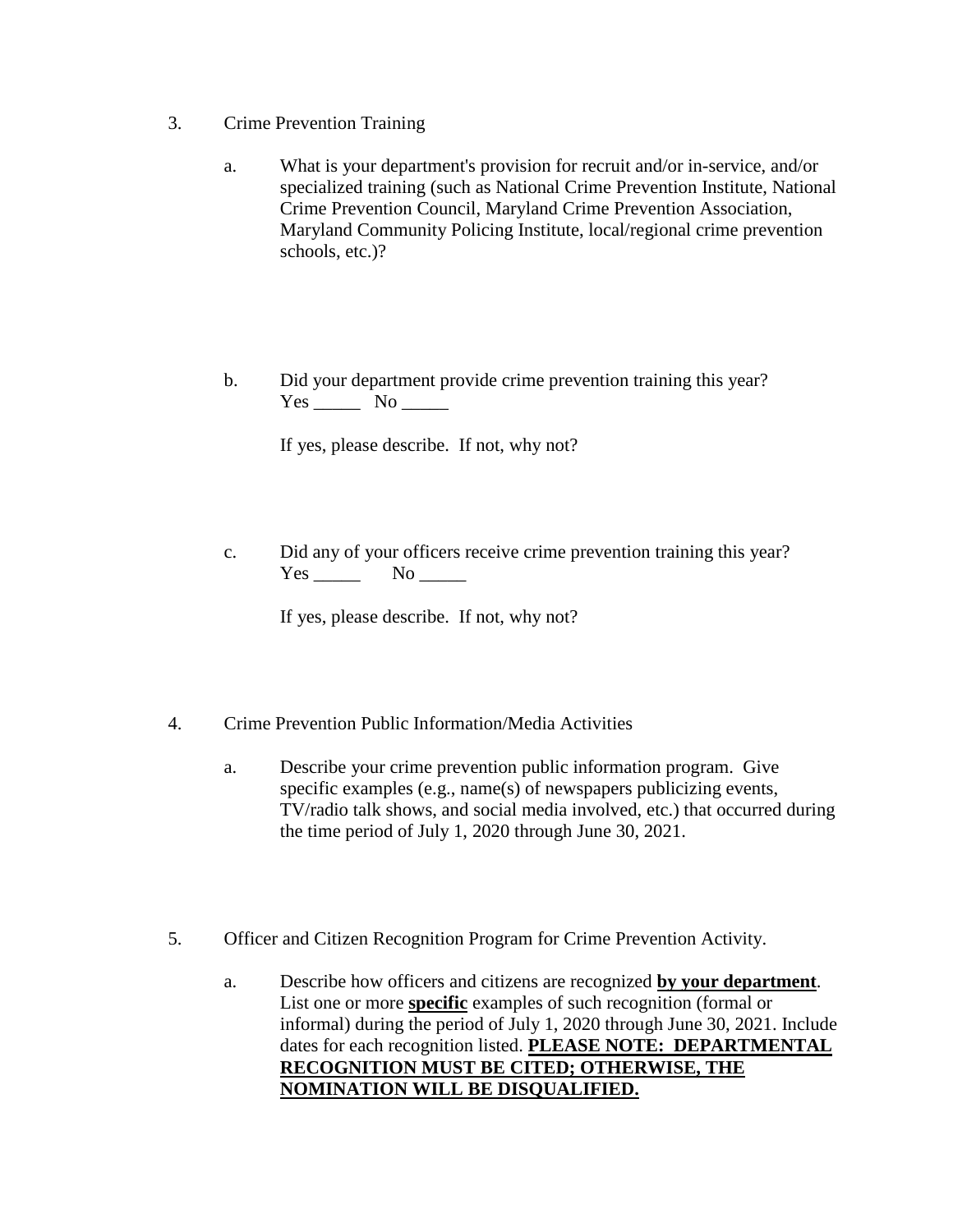3. Crime Prevention Training

   a. What is your department's provision for recruit and/or in-service, and/or specialized training (such as National Crime Prevention Institute, National Crime Prevention Council, Maryland Crime Prevention Association, Maryland Community Policing Institute, local/regional crime prevention schools, etc.)?

   b. Did your department provide crime prevention training this year?
   Yes _____ No _____

   If yes, please describe. If not, why not?

   c. Did any of your officers receive crime prevention training this year?
   Yes _____ No _____

   If yes, please describe. If not, why not?

4. Crime Prevention Public Information/Media Activities

   a. Describe your crime prevention public information program. Give specific examples (e.g., name(s) of newspapers publicizing events, TV/radio talk shows, and social media involved, etc.) that occurred during the time period of July 1, 2020 through June 30, 2021.

5. Officer and Citizen Recognition Program for Crime Prevention Activity.

   a. Describe how officers and citizens are recognized <u>**by your department**</u>. List one or more <u>**specific**</u> examples of such recognition (formal or informal) during the period of July 1, 2020 through June 30, 2021. Include dates for each recognition listed. <u>**PLEASE NOTE: DEPARTMENTAL RECOGNITION MUST BE CITED; OTHERWISE, THE NOMINATION WILL BE DISQUALIFIED.**</u>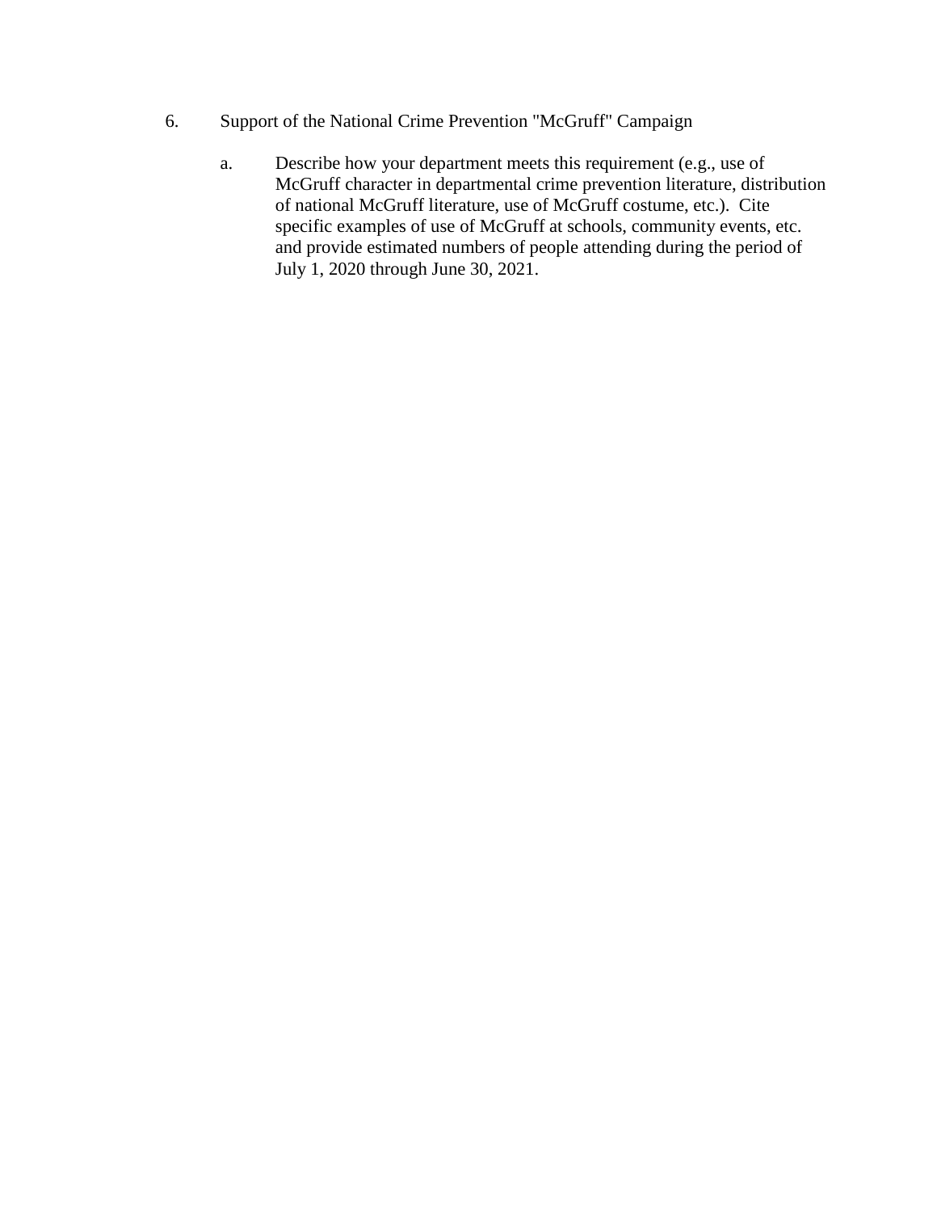6. Support of the National Crime Prevention "McGruff" Campaign

   a. Describe how your department meets this requirement (e.g., use of McGruff character in departmental crime prevention literature, distribution of national McGruff literature, use of McGruff costume, etc.). Cite specific examples of use of McGruff at schools, community events, etc. and provide estimated numbers of people attending during the period of July 1, 2020 through June 30, 2021.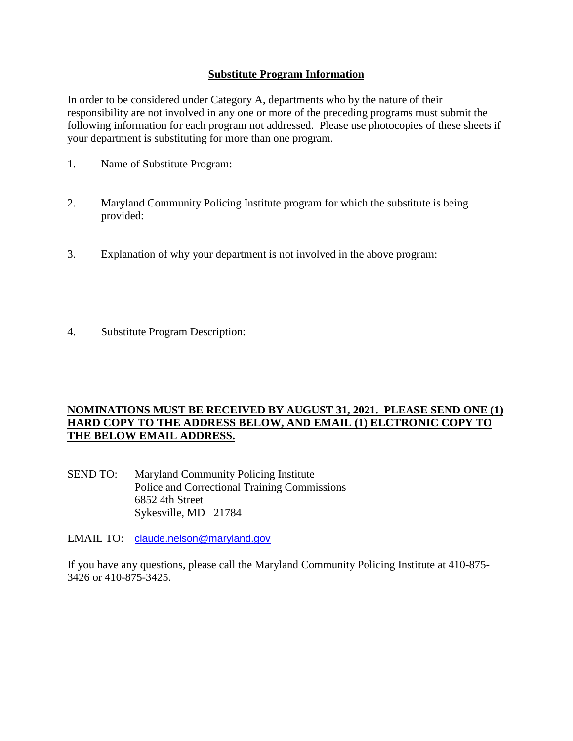## Substitute Program Information

In order to be considered under Category A, departments who by the nature of their responsibility are not involved in any one or more of the preceding programs must submit the following information for each program not addressed. Please use photocopies of these sheets if your department is substituting for more than one program.

1. Name of Substitute Program:

2. Maryland Community Policing Institute program for which the substitute is being provided:

3. Explanation of why your department is not involved in the above program:

4. Substitute Program Description:

**NOMINATIONS MUST BE RECEIVED BY AUGUST 31, 2021. PLEASE SEND ONE (1) HARD COPY TO THE ADDRESS BELOW, AND EMAIL (1) ELCTRONIC COPY TO THE BELOW EMAIL ADDRESS.**

SEND TO: Maryland Community Policing Institute
Police and Correctional Training Commissions
6852 4th Street
Sykesville, MD 21784

EMAIL TO: claude.nelson@maryland.gov

If you have any questions, please call the Maryland Community Policing Institute at 410-875-3426 or 410-875-3425.